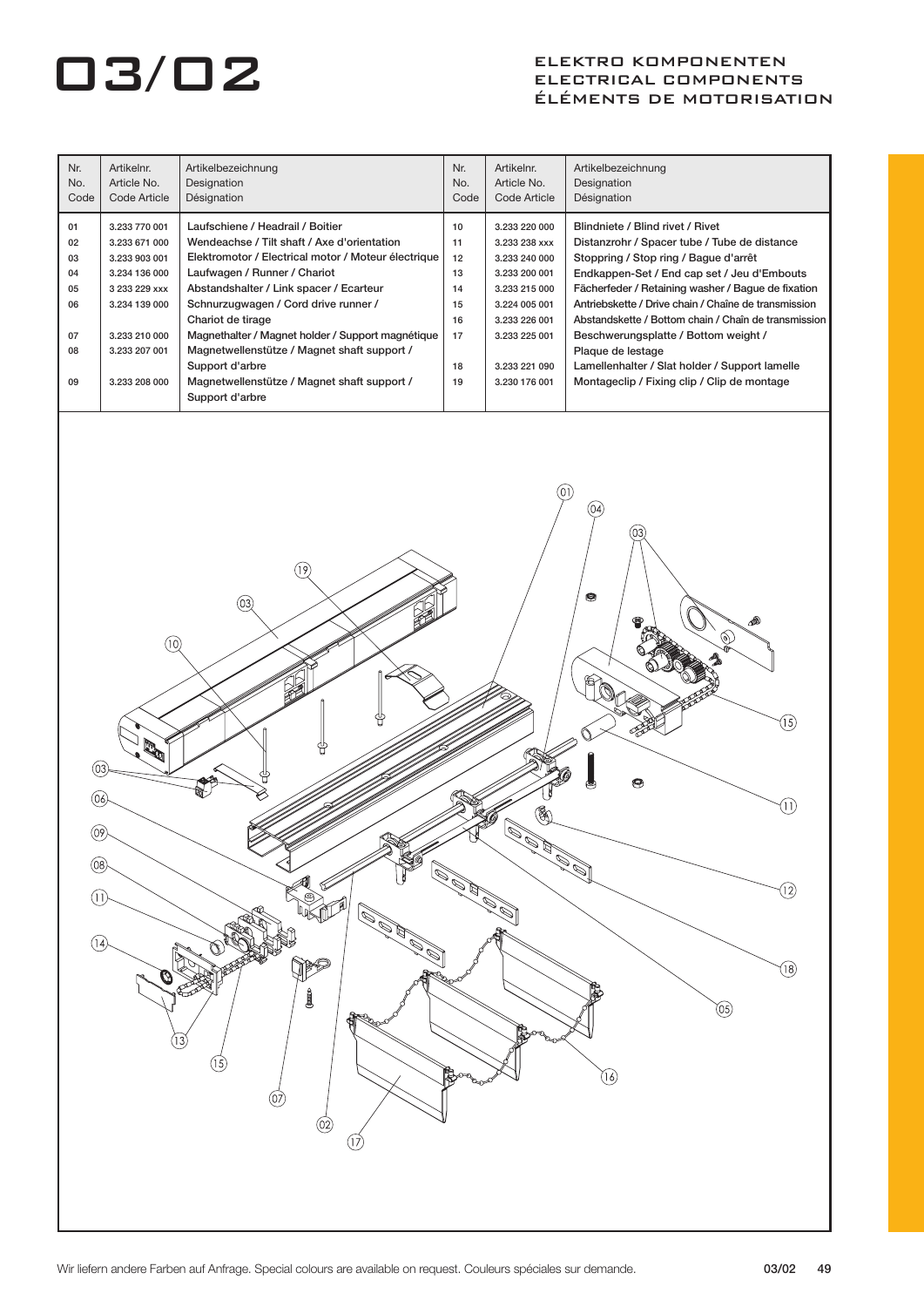# 03/02

## ELEKTRO KOMPONENTEN
## ELECTRICAL COMPONENTS
## ÉLÉMENTS DE MOTORISATION

| Nr. No. Code | Artikelnr. Article No. Code Article | Artikelbezeichnung Designation Désignation | Nr. No. Code | Artikelnr. Article No. Code Article | Artikelbezeichnung Designation Désignation |
|---|---|---|---|---|---|
| 01 | 3.233 770 001 | Laufschiene / Headrail / Boitier | 10 | 3.233 220 000 | Blindniete / Blind rivet / Rivet |
| 02 | 3.233 671 000 | Wendeachse / Tilt shaft / Axe d'orientation | 11 | 3.233 238 xxx | Distanzrohr / Spacer tube / Tube de distance |
| 03 | 3.233 903 001 | Elektromotor / Electrical motor / Moteur électrique | 12 | 3.233 240 000 | Stoppring / Stop ring / Bague d'arrêt |
| 04 | 3.234 136 000 | Laufwagen / Runner / Chariot | 13 | 3.233 200 001 | Endkappen-Set / End cap set / Jeu d'Embouts |
| 05 | 3 233 229 xxx | Abstandshalter / Link spacer / Ecarteur | 14 | 3.233 215 000 | Fächerfeder / Retaining washer / Bague de fixation |
| 06 | 3.234 139 000 | Schnurzugwagen / Cord drive runner / Chariot de tirage | 15 | 3.224 005 001 | Antriebskette / Drive chain / Chaîne de transmission |
| | | | 16 | 3.233 226 001 | Abstandskette / Bottom chain / Chaîn de transmission |
| 07 | 3.233 210 000 | Magnethalter / Magnet holder / Support magnétique | 17 | 3.233 225 001 | Beschwerungsplatte / Bottom weight / Plaque de lestage |
| 08 | 3.233 207 001 | Magnetwellenstütze / Magnet shaft support / Support d'arbre | 18 | 3.233 221 090 | Lamellenhalter / Slat holder / Support lamelle |
| 09 | 3.233 208 000 | Magnetwellenstütze / Magnet shaft support / Support d'arbre | 19 | 3.230 176 001 | Montageclip / Fixing clip / Clip de montage |

Wir liefern andere Farben auf Anfrage. Special colours are available on request. Couleurs spéciales sur demande.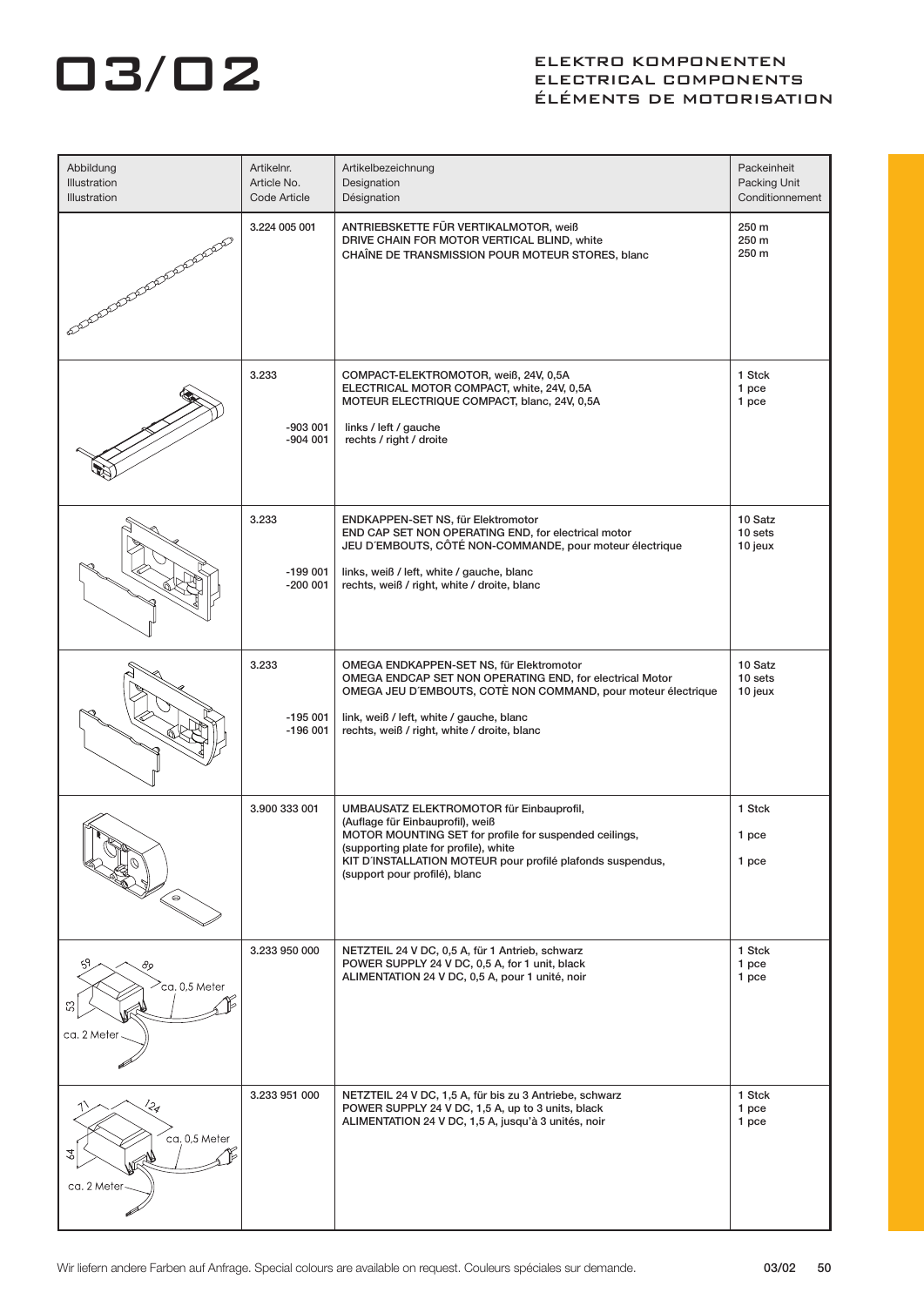# 03/02

## ELEKTRO KOMPONENTEN
## ELECTRICAL COMPONENTS
## ÉLÉMENTS DE MOTORISATION

| Abbildung<br>Illustration<br>Illustration | Artikelnr.<br>Article No.<br>Code Article | Artikelbezeichnung<br>Designation<br>Désignation | Packeinheit<br>Packing Unit<br>Conditionnement |
|---|---|---|---|
| | 3.224 005 001 | ANTRIEBSKETTE FÜR VERTIKALMOTOR, weiß<br>DRIVE CHAIN FOR MOTOR VERTICAL BLIND, white<br>CHAÎNE DE TRANSMISSION POUR MOTEUR STORES, blanc | 250 m<br>250 m<br>250 m |
| | 3.233<br><br>-903 001<br>-904 001 | COMPACT-ELEKTROMOTOR, weiß, 24V, 0,5A<br>ELECTRICAL MOTOR COMPACT, white, 24V, 0,5A<br>MOTEUR ELECTRIQUE COMPACT, blanc, 24V, 0,5A<br><br>links / left / gauche<br>rechts / right / droite | 1 Stck<br>1 pce<br>1 pce |
| | 3.233<br><br>-199 001<br>-200 001 | ENDKAPPEN-SET NS, für Elektromotor<br>END CAP SET NON OPERATING END, for electrical motor<br>JEU D´EMBOUTS, CÔTÉ NON-COMMANDE, pour moteur électrique<br><br>links, weiß / left, white / gauche, blanc<br>rechts, weiß / right, white / droite, blanc | 10 Satz<br>10 sets<br>10 jeux |
| | 3.233<br><br>-195 001<br>-196 001 | OMEGA ENDKAPPEN-SET NS, für Elektromotor<br>OMEGA ENDCAP SET NON OPERATING END, for electrical Motor<br>OMEGA JEU D´EMBOUTS, COTÈ NON COMMAND, pour moteur électrique<br><br>link, weiß / left, white / gauche, blanc<br>rechts, weiß / right, white / droite, blanc | 10 Satz<br>10 sets<br>10 jeux |
| | 3.900 333 001 | UMBAUSATZ ELEKTROMOTOR für Einbauprofil,<br>(Auflage für Einbauprofil), weiß<br>MOTOR MOUNTING SET for profile for suspended ceilings,<br>(supporting plate for profile), white<br>KIT D´INSTALLATION MOTEUR pour profilé plafonds suspendus,<br>(support pour profilé), blanc | 1 Stck<br><br>1 pce<br><br>1 pce |
| 59, 89, 53<br>ca. 0,5 Meter<br>ca. 2 Meter | 3.233 950 000 | NETZTEIL 24 V DC, 0,5 A, für 1 Antrieb, schwarz<br>POWER SUPPLY 24 V DC, 0,5 A, for 1 unit, black<br>ALIMENTATION 24 V DC, 0,5 A, pour 1 unité, noir | 1 Stck<br>1 pce<br>1 pce |
| 71, 124, 64<br>ca. 0,5 Meter<br>ca. 2 Meter | 3.233 951 000 | NETZTEIL 24 V DC, 1,5 A, für bis zu 3 Antriebe, schwarz<br>POWER SUPPLY 24 V DC, 1,5 A, up to 3 units, black<br>ALIMENTATION 24 V DC, 1,5 A, jusqu'à 3 unités, noir | 1 Stck<br>1 pce<br>1 pce |

Wir liefern andere Farben auf Anfrage. Special colours are available on request. Couleurs spéciales sur demande.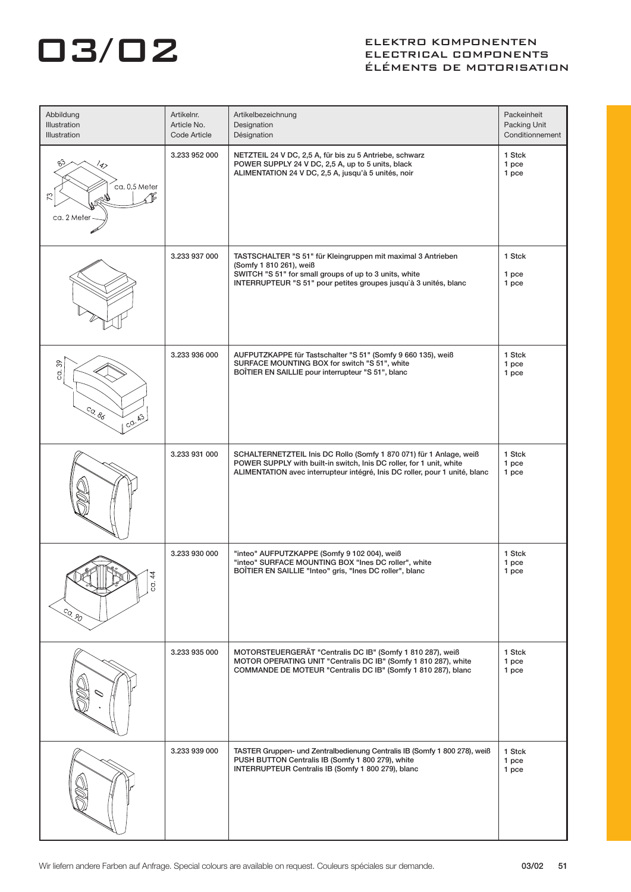# 03/02

## ELEKTRO KOMPONENTEN
## ELECTRICAL COMPONENTS
## ÉLÉMENTS DE MOTORISATION

| Abbildung<br>Illustration<br>Illustration | Artikelnr.<br>Article No.<br>Code Article | Artikelbezeichnung<br>Designation<br>Désignation | Packeinheit<br>Packing Unit<br>Conditionnement |
|---|---|---|---|
| 83, 147, 73, ca. 0,5 Meter, ca. 2 Meter | 3.233 952 000 | NETZTEIL 24 V DC, 2,5 A, für bis zu 5 Antriebe, schwarz<br>POWER SUPPLY 24 V DC, 2,5 A, up to 5 units, black<br>ALIMENTATION 24 V DC, 2,5 A, jusqu'à 5 unités, noir | 1 Stck<br>1 pce<br>1 pce |
| | 3.233 937 000 | TASTSCHALTER "S 51" für Kleingruppen mit maximal 3 Antrieben (Somfy 1 810 261), weiß<br>SWITCH "S 51" for small groups of up to 3 units, white<br>INTERRUPTEUR "S 51" pour petites groupes jusqu`à 3 unités, blanc | 1 Stck<br>1 pce<br>1 pce |
| ca. 39, ca. 86, ca. 43 | 3.233 936 000 | AUFPUTZKAPPE für Tastschalter "S 51" (Somfy 9 660 135), weiß<br>SURFACE MOUNTING BOX for switch "S 51", white<br>BOÎTIER EN SAILLIE pour interrupteur "S 51", blanc | 1 Stck<br>1 pce<br>1 pce |
| | 3.233 931 000 | SCHALTERNETZTEIL Inis DC Rollo (Somfy 1 870 071) für 1 Anlage, weiß<br>POWER SUPPLY with built-in switch, Inis DC roller, for 1 unit, white<br>ALIMENTATION avec interrupteur intégré, Inis DC roller, pour 1 unité, blanc | 1 Stck<br>1 pce<br>1 pce |
| ca. 44, ca. 90 | 3.233 930 000 | "inteo" AUFPUTZKAPPE (Somfy 9 102 004), weiß<br>"inteo" SURFACE MOUNTING BOX "Ines DC roller", white<br>BOÎTIER EN SAILLIE "Inteo" gris, "Ines DC roller", blanc | 1 Stck<br>1 pce<br>1 pce |
| | 3.233 935 000 | MOTORSTEUERGERÄT "Centralis DC IB" (Somfy 1 810 287), weiß<br>MOTOR OPERATING UNIT "Centralis DC IB" (Somfy 1 810 287), white<br>COMMANDE DE MOTEUR "Centralis DC IB" (Somfy 1 810 287), blanc | 1 Stck<br>1 pce<br>1 pce |
| | 3.233 939 000 | TASTER Gruppen- und Zentralbedienung Centralis IB (Somfy 1 800 278), weiß<br>PUSH BUTTON Centralis IB (Somfy 1 800 279), white<br>INTERRUPTEUR Centralis IB (Somfy 1 800 279), blanc | 1 Stck<br>1 pce<br>1 pce |

Wir liefern andere Farben auf Anfrage. Special colours are available on request. Couleurs spéciales sur demande.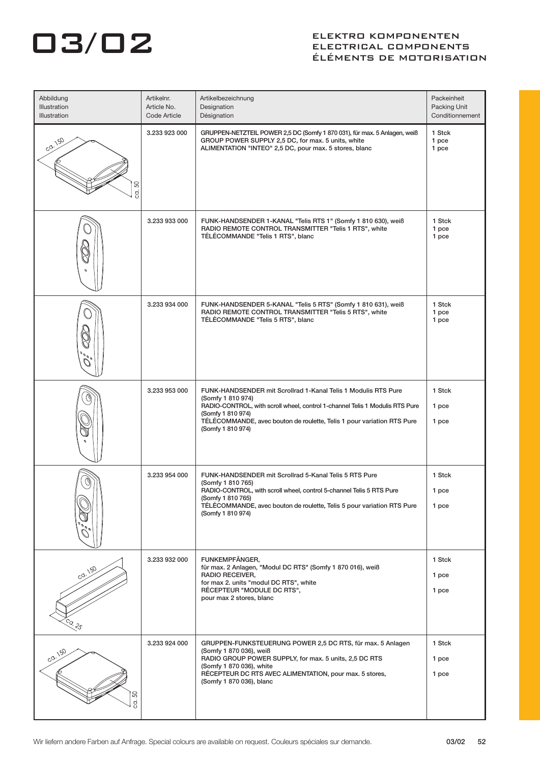# 03/02

ELEKTRO KOMPONENTEN
ELECTRICAL COMPONENTS
ÉLÉMENTS DE MOTORISATION

| Abbildung<br>Illustration<br>Illustration | Artikelnr.<br>Article No.<br>Code Article | Artikelbezeichnung<br>Designation<br>Désignation | Packeinheit<br>Packing Unit<br>Conditionnement |
|---|---|---|---|
| ca. 150<br>ca. 50 | 3.233 923 000 | GRUPPEN-NETZTEIL POWER 2,5 DC (Somfy 1 870 031), für max. 5 Anlagen, weiß<br>GROUP POWER SUPPLY 2,5 DC, for max. 5 units, white<br>ALIMENTATION "INTEO" 2,5 DC, pour max. 5 stores, blanc | 1 Stck<br>1 pce<br>1 pce |
| | 3.233 933 000 | FUNK-HANDSENDER 1-KANAL "Telis RTS 1" (Somfy 1 810 630), weiß<br>RADIO REMOTE CONTROL TRANSMITTER "Telis 1 RTS", white<br>TÉLÉCOMMANDE "Telis 1 RTS", blanc | 1 Stck<br>1 pce<br>1 pce |
| | 3.233 934 000 | FUNK-HANDSENDER 5-KANAL "Telis 5 RTS" (Somfy 1 810 631), weiß<br>RADIO REMOTE CONTROL TRANSMITTER "Telis 5 RTS", white<br>TÉLÉCOMMANDE "Telis 5 RTS", blanc | 1 Stck<br>1 pce<br>1 pce |
| | 3.233 953 000 | FUNK-HANDSENDER mit Scrollrad 1-Kanal Telis 1 Modulis RTS Pure (Somfy 1 810 974)<br>RADIO-CONTROL, with scroll wheel, control 1-channel Telis 1 Modulis RTS Pure (Somfy 1 810 974)<br>TÉLÉCOMMANDE, avec bouton de roulette, Telis 1 pour variation RTS Pure (Somfy 1 810 974) | 1 Stck<br>1 pce<br>1 pce |
| | 3.233 954 000 | FUNK-HANDSENDER mit Scrollrad 5-Kanal Telis 5 RTS Pure (Somfy 1 810 765)<br>RADIO-CONTROL, with scroll wheel, control 5-channel Telis 5 RTS Pure (Somfy 1 810 765)<br>TÉLÉCOMMANDE, avec bouton de roulette, Telis 5 pour variation RTS Pure (Somfy 1 810 974) | 1 Stck<br>1 pce<br>1 pce |
| ca. 150<br>ca. 25 | 3.233 932 000 | FUNKEMPFÄNGER,<br>für max. 2 Anlagen, "Modul DC RTS" (Somfy 1 870 016), weiß<br>RADIO RECEIVER,<br>for max 2. units "modul DC RTS", white<br>RÉCEPTEUR "MODULE DC RTS",<br>pour max 2 stores, blanc | 1 Stck<br>1 pce<br>1 pce |
| ca. 150<br>ca. 50 | 3.233 924 000 | GRUPPEN-FUNKSTEUERUNG POWER 2,5 DC RTS, für max. 5 Anlagen (Somfy 1 870 036), weiß<br>RADIO GROUP POWER SUPPLY, for max. 5 units, 2,5 DC RTS (Somfy 1 870 036), white<br>RÉCEPTEUR DC RTS AVEC ALIMENTATION, pour max. 5 stores, (Somfy 1 870 036), blanc | 1 Stck<br>1 pce<br>1 pce |

Wir liefern andere Farben auf Anfrage. Special colours are available on request. Couleurs spéciales sur demande.